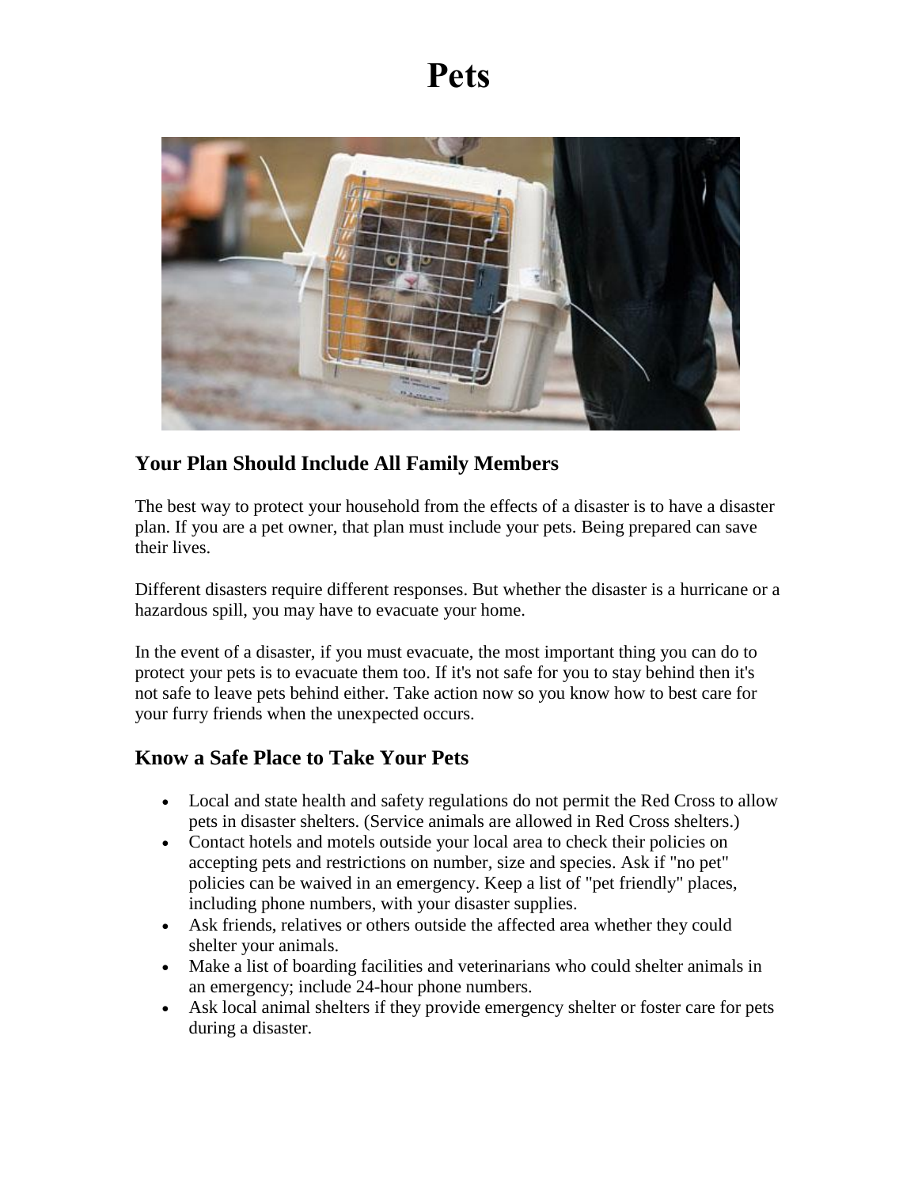# Pets

## Your Plan Should Include All Family Members

The best way to protect your household from the effects of a disaster is to have a disaster plan. If you are a pet owner, that plan must include your pets. Being prepared can save their lives.

Different disasters require different responses. But whether the disaster is a hurricane or a hazardous spill, you may have to evacuate your home.

In the event of a disaster, if you must evacuate, the most important thing you can do to protect your pets is to evacuate them too. If it's not safe for you to stay behind then it's not safe to leave pets behind either. Take action now so you know how to best care for your furry friends when the unexpected occurs.

## Know a Safe Place to Take Your Pets

- Local and state health and safety regulations do not permit the Red Cross to allow pets in disaster shelters. (Service animals are allowed in Red Cross shelters.)
- Contact hotels and motels outside your local area to check their policies on accepting pets and restrictions on number, size and species. Ask if "no pet" policies can be waived in an emergency. Keep a list of "pet friendly" places, including phone numbers, with your disaster supplies.
- Ask friends, relatives or others outside the affected area whether they could shelter your animals.
- Make a list of boarding facilities and veterinarians who could shelter animals in an emergency; include 24-hour phone numbers.
- Ask local animal shelters if they provide emergency shelter or foster care for pets during a disaster.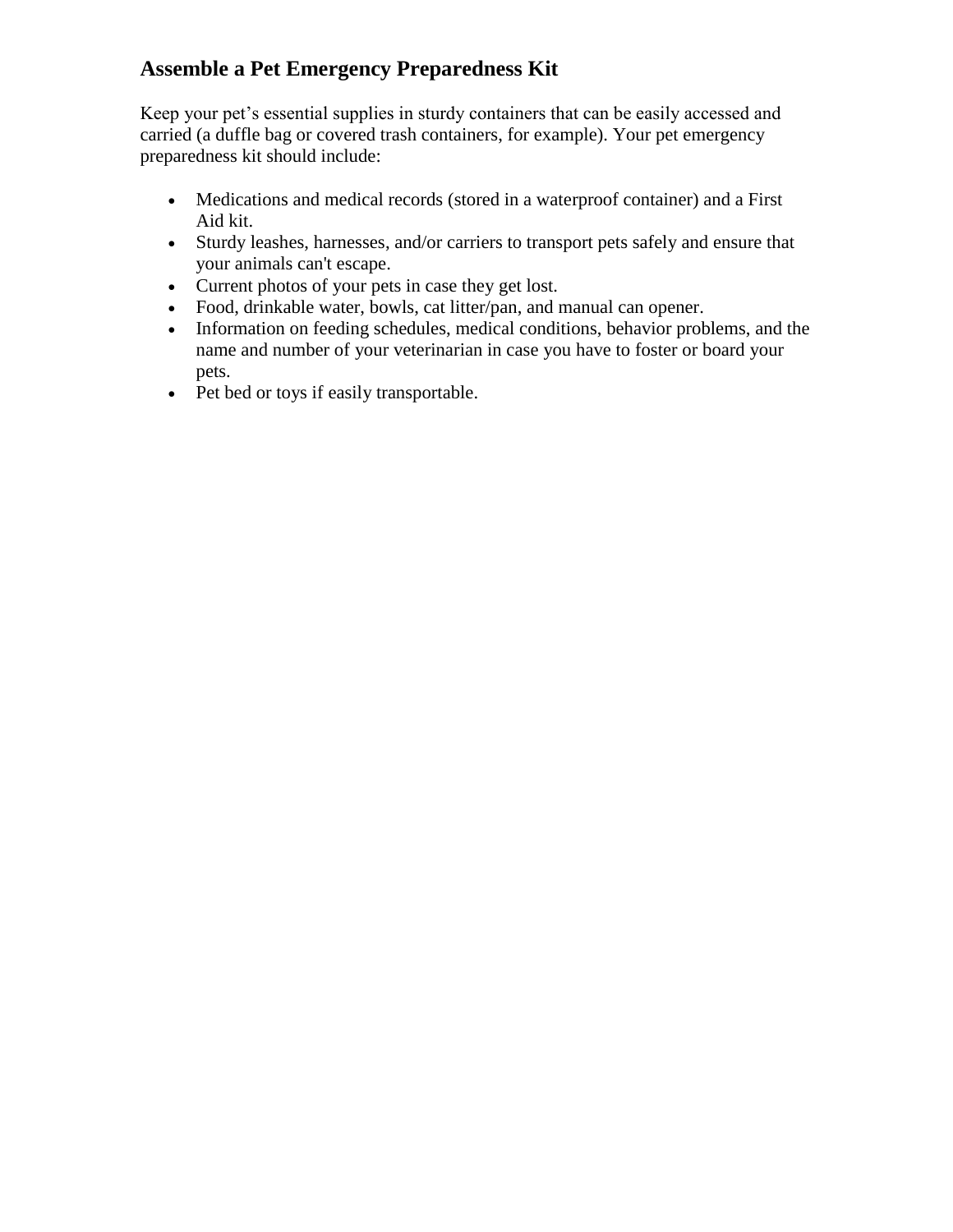## Assemble a Pet Emergency Preparedness Kit

Keep your pet’s essential supplies in sturdy containers that can be easily accessed and carried (a duffle bag or covered trash containers, for example). Your pet emergency preparedness kit should include:

- Medications and medical records (stored in a waterproof container) and a First Aid kit.
- Sturdy leashes, harnesses, and/or carriers to transport pets safely and ensure that your animals can't escape.
- Current photos of your pets in case they get lost.
- Food, drinkable water, bowls, cat litter/pan, and manual can opener.
- Information on feeding schedules, medical conditions, behavior problems, and the name and number of your veterinarian in case you have to foster or board your pets.
- Pet bed or toys if easily transportable.